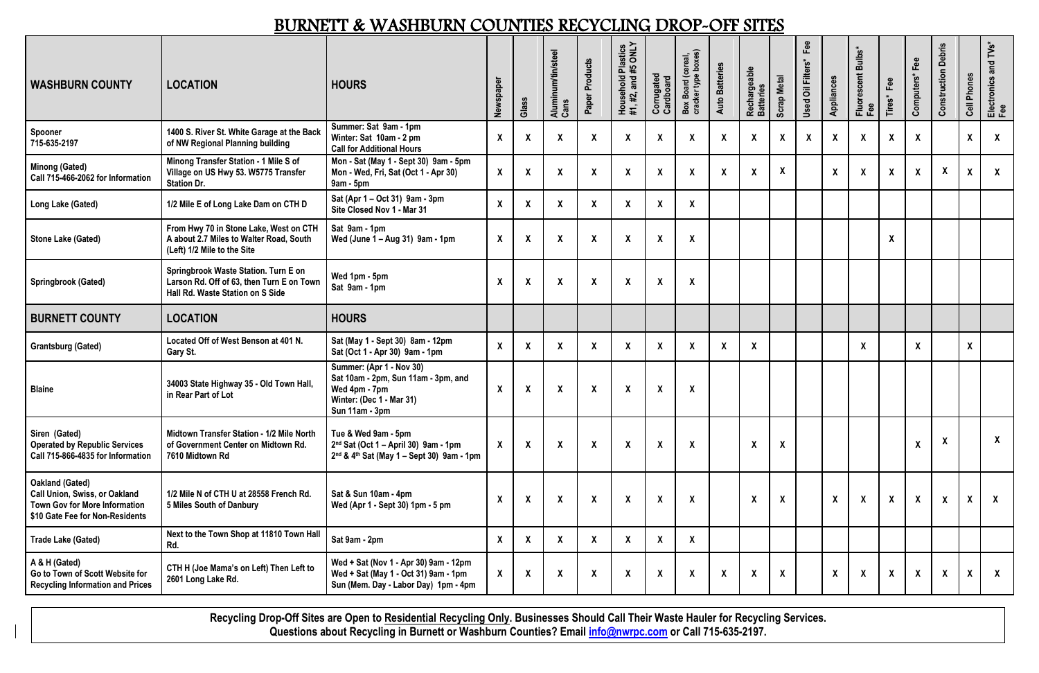# BURNETT & WASHBURN COUNTIES RECYCLING DROP-OFF SITES

| WASHBURN COUNTY | LOCATION | HOURS | Newspaper | Glass | Aluminum/tin/steel Cans | Paper Products | Household Plastics #1, #2, and #5 ONLY | Corrugated Cardboard | Box Board (cereal, cracker type boxes) | Auto Batteries | Rechargeable Batteries | Scrap Metal | Used Oil Filters* Fee | Appliances | Fluorescent Bulbs* Fee | Tires* Fee | Computers* Fee | Construction Debris | Cell Phones | Electronics and TVs* Fee |
|---|---|---|---|---|---|---|---|---|---|---|---|---|---|---|---|---|---|---|---|---|
| Spooner<br>715-635-2197 | 1400 S. River St. White Garage at the Back of NW Regional Planning building | Summer: Sat 9am - 1pm<br>Winter: Sat 10am - 2 pm<br>Call for Additional Hours | X | X | X | X | X | X | X | X | X | X | X | X | X | X | X | | X | X |
| Minong (Gated)<br>Call 715-466-2062 for Information | Minong Transfer Station - 1 Mile S of Village on US Hwy 53. W5775 Transfer Station Dr. | Mon - Sat (May 1 - Sept 30) 9am - 5pm<br>Mon - Wed, Fri, Sat (Oct 1 - Apr 30) 9am - 5pm | X | X | X | X | X | X | X | X | X | X | | X | X | X | X | X | X | X |
| Long Lake (Gated) | 1/2 Mile E of Long Lake Dam on CTH D | Sat (Apr 1 – Oct 31) 9am - 3pm<br>Site Closed Nov 1 - Mar 31 | X | X | X | X | X | X | X | | | | | | | | | | | |
| Stone Lake (Gated) | From Hwy 70 in Stone Lake, West on CTH A about 2.7 Miles to Walter Road, South (Left) 1/2 Mile to the Site | Sat 9am - 1pm<br>Wed (June 1 – Aug 31) 9am - 1pm | X | X | X | X | X | X | X | | | | | | | X | | | | |
| Springbrook (Gated) | Springbrook Waste Station. Turn E on Larson Rd. Off of 63, then Turn E on Town Hall Rd. Waste Station on S Side | Wed 1pm - 5pm<br>Sat 9am - 1pm | X | X | X | X | X | X | X | | | | | | | | | | | |
| **BURNETT COUNTY** | **LOCATION** | **HOURS** | | | | | | | | | | | | | | | | | | |
| Grantsburg (Gated) | Located Off of West Benson at 401 N. Gary St. | Sat (May 1 - Sept 30) 8am - 12pm<br>Sat (Oct 1 - Apr 30) 9am - 1pm | X | X | X | X | X | X | X | X | X | | | | X | | X | | X | |
| Blaine | 34003 State Highway 35 - Old Town Hall, in Rear Part of Lot | Summer: (Apr 1 - Nov 30)<br>Sat 10am - 2pm, Sun 11am - 3pm, and Wed 4pm - 7pm<br>Winter: (Dec 1 - Mar 31)<br>Sun 11am - 3pm | X | X | X | X | X | X | X | | | | | | | | | | | |
| Siren (Gated)<br>Operated by Republic Services<br>Call 715-866-4835 for Information | Midtown Transfer Station - 1/2 Mile North of Government Center on Midtown Rd. 7610 Midtown Rd | Tue & Wed 9am - 5pm<br>2nd Sat (Oct 1 – April 30) 9am - 1pm<br>2nd & 4th Sat (May 1 – Sept 30) 9am - 1pm | X | X | X | X | X | X | X | | X | X | | | | | X | X | | X |
| Oakland (Gated)<br>Call Union, Swiss, or Oakland Town Gov for More Information<br>$10 Gate Fee for Non-Residents | 1/2 Mile N of CTH U at 28558 French Rd. 5 Miles South of Danbury | Sat & Sun 10am - 4pm<br>Wed (Apr 1 - Sept 30) 1pm - 5 pm | X | X | X | X | X | X | X | | X | X | | X | X | X | X | X | X | X |
| Trade Lake (Gated) | Next to the Town Shop at 11810 Town Hall Rd. | Sat 9am - 2pm | X | X | X | X | X | X | X | | | | | | | | | | | |
| A & H (Gated)<br>Go to Town of Scott Website for Recycling Information and Prices | CTH H (Joe Mama's on Left) Then Left to 2601 Long Lake Rd. | Wed + Sat (Nov 1 - Apr 30) 9am - 12pm<br>Wed + Sat (May 1 - Oct 31) 9am - 1pm<br>Sun (Mem. Day - Labor Day) 1pm - 4pm | X | X | X | X | X | X | X | X | X | X | | X | X | X | X | X | X | X |

**Recycling Drop-Off Sites are Open to Residential Recycling Only. Businesses Should Call Their Waste Hauler for Recycling Services.**
**Questions about Recycling in Burnett or Washburn Counties? Email info@nwrpc.com or Call 715-635-2197.**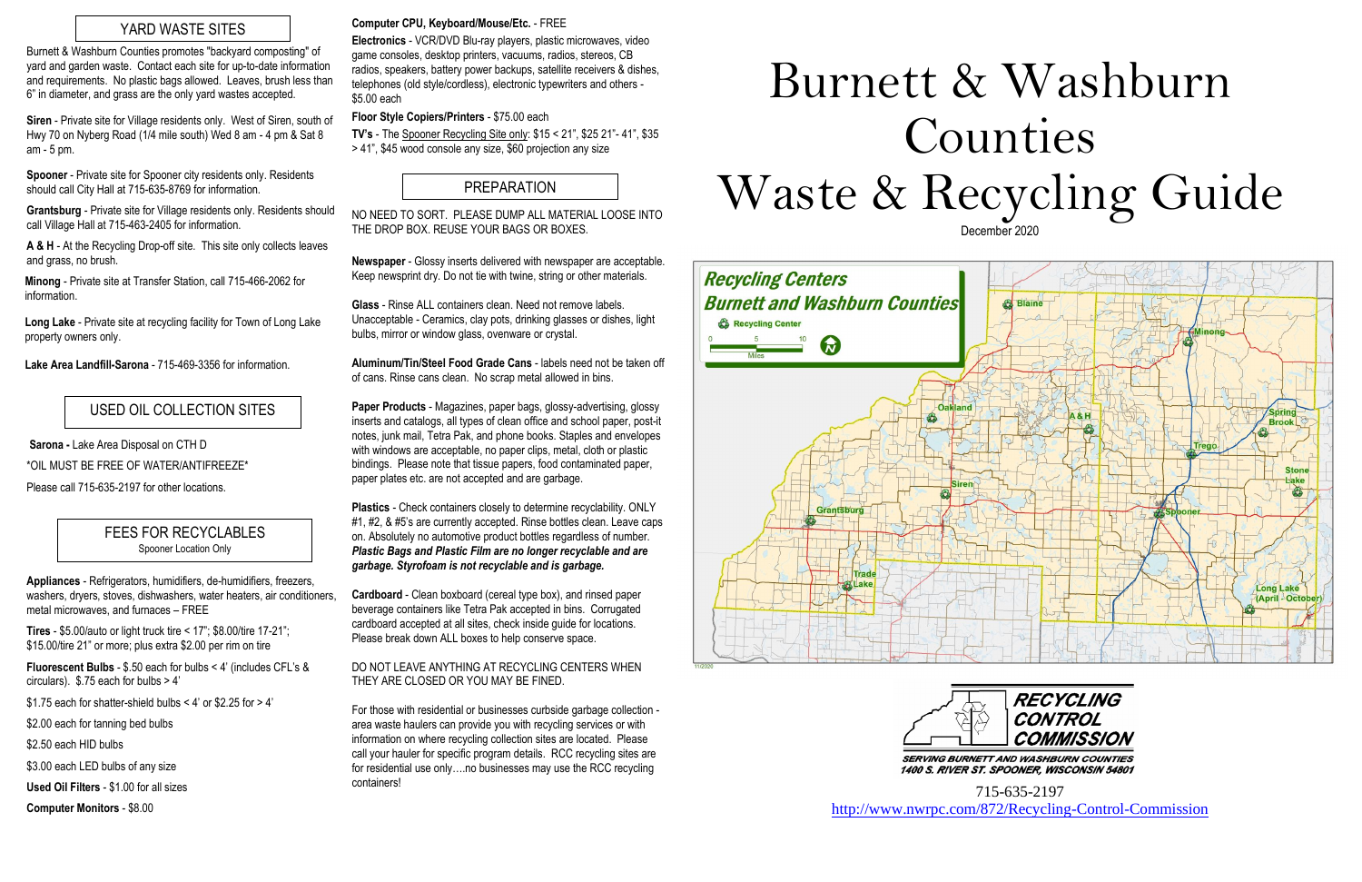## YARD WASTE SITES

Burnett & Washburn Counties promotes "backyard composting" of yard and garden waste. Contact each site for up-to-date information and requirements. No plastic bags allowed. Leaves, brush less than 6" in diameter, and grass are the only yard wastes accepted.

**Siren** - Private site for Village residents only. West of Siren, south of Hwy 70 on Nyberg Road (1/4 mile south) Wed 8 am - 4 pm & Sat 8 am - 5 pm.

**Spooner** - Private site for Spooner city residents only. Residents should call City Hall at 715-635-8769 for information.

**Grantsburg** - Private site for Village residents only. Residents should call Village Hall at 715-463-2405 for information.

**A & H** - At the Recycling Drop-off site. This site only collects leaves and grass, no brush.

**Minong** - Private site at Transfer Station, call 715-466-2062 for information.

**Long Lake** - Private site at recycling facility for Town of Long Lake property owners only.

**Lake Area Landfill-Sarona** - 715-469-3356 for information.

## USED OIL COLLECTION SITES

**Sarona -** Lake Area Disposal on CTH D

*OIL MUST BE FREE OF WATER/ANTIFREEZE*

Please call 715-635-2197 for other locations.

## FEES FOR RECYCLABLES

Spooner Location Only

**Appliances** - Refrigerators, humidifiers, de-humidifiers, freezers, washers, dryers, stoves, dishwashers, water heaters, air conditioners, metal microwaves, and furnaces – FREE

**Tires** - $5.00/auto or light truck tire < 17"; $8.00/tire 17-21"; $15.00/tire 21" or more; plus extra $2.00 per rim on tire

**Fluorescent Bulbs** - $.50 each for bulbs < 4' (includes CFL's & circulars). $.75 each for bulbs > 4'

$1.75 each for shatter-shield bulbs < 4' or $2.25 for > 4'

$2.00 each for tanning bed bulbs

$2.50 each HID bulbs

$3.00 each LED bulbs of any size

**Used Oil Filters** - $1.00 for all sizes

**Computer Monitors** - $8.00

**Computer CPU, Keyboard/Mouse/Etc.** - FREE

**Electronics** - VCR/DVD Blu-ray players, plastic microwaves, video game consoles, desktop printers, vacuums, radios, stereos, CB radios, speakers, battery power backups, satellite receivers & dishes, telephones (old style/cordless), electronic typewriters and others - $5.00 each

**Floor Style Copiers/Printers** - $75.00 each

**TV's** - The Spooner Recycling Site only: $15 < 21", $25 21"- 41", $35 > 41", $45 wood console any size, $60 projection any size

## PREPARATION

NO NEED TO SORT. PLEASE DUMP ALL MATERIAL LOOSE INTO THE DROP BOX. REUSE YOUR BAGS OR BOXES.

**Newspaper** - Glossy inserts delivered with newspaper are acceptable. Keep newsprint dry. Do not tie with twine, string or other materials.

**Glass** - Rinse ALL containers clean. Need not remove labels. Unacceptable - Ceramics, clay pots, drinking glasses or dishes, light bulbs, mirror or window glass, ovenware or crystal.

**Aluminum/Tin/Steel Food Grade Cans** - labels need not be taken off of cans. Rinse cans clean. No scrap metal allowed in bins.

**Paper Products** - Magazines, paper bags, glossy-advertising, glossy inserts and catalogs, all types of clean office and school paper, post-it notes, junk mail, Tetra Pak, and phone books. Staples and envelopes with windows are acceptable, no paper clips, metal, cloth or plastic bindings. Please note that tissue papers, food contaminated paper, paper plates etc. are not accepted and are garbage.

**Plastics** - Check containers closely to determine recyclability. ONLY #1, #2, & #5's are currently accepted. Rinse bottles clean. Leave caps on. Absolutely no automotive product bottles regardless of number. ***Plastic Bags and Plastic Film are no longer recyclable and are garbage. Styrofoam is not recyclable and is garbage.***

**Cardboard** - Clean boxboard (cereal type box), and rinsed paper beverage containers like Tetra Pak accepted in bins. Corrugated cardboard accepted at all sites, check inside guide for locations. Please break down ALL boxes to help conserve space.

DO NOT LEAVE ANYTHING AT RECYCLING CENTERS WHEN THEY ARE CLOSED OR YOU MAY BE FINED.

For those with residential or businesses curbside garbage collection - area waste haulers can provide you with recycling services or with information on where recycling collection sites are located. Please call your hauler for specific program details. RCC recycling sites are for residential use only….no businesses may use the RCC recycling containers!

# Burnett & Washburn Counties Waste & Recycling Guide

December 2020

**Recycling Centers**
**Burnett and Washburn Counties**
Recycling Center
0 5 10
Miles

Blaine
Minong
Oakland
A & H
Spring Brook
Trego
Stone Lake
Siren
Spooner
Grantsburg
Trade Lake
Long Lake (April - October)

11/2020

**RECYCLING CONTROL COMMISSION**

SERVING BURNETT AND WASHBURN COUNTIES
1400 S. RIVER ST. SPOONER, WISCONSIN 54801

715-635-2197

http://www.nwrpc.com/872/Recycling-Control-Commission